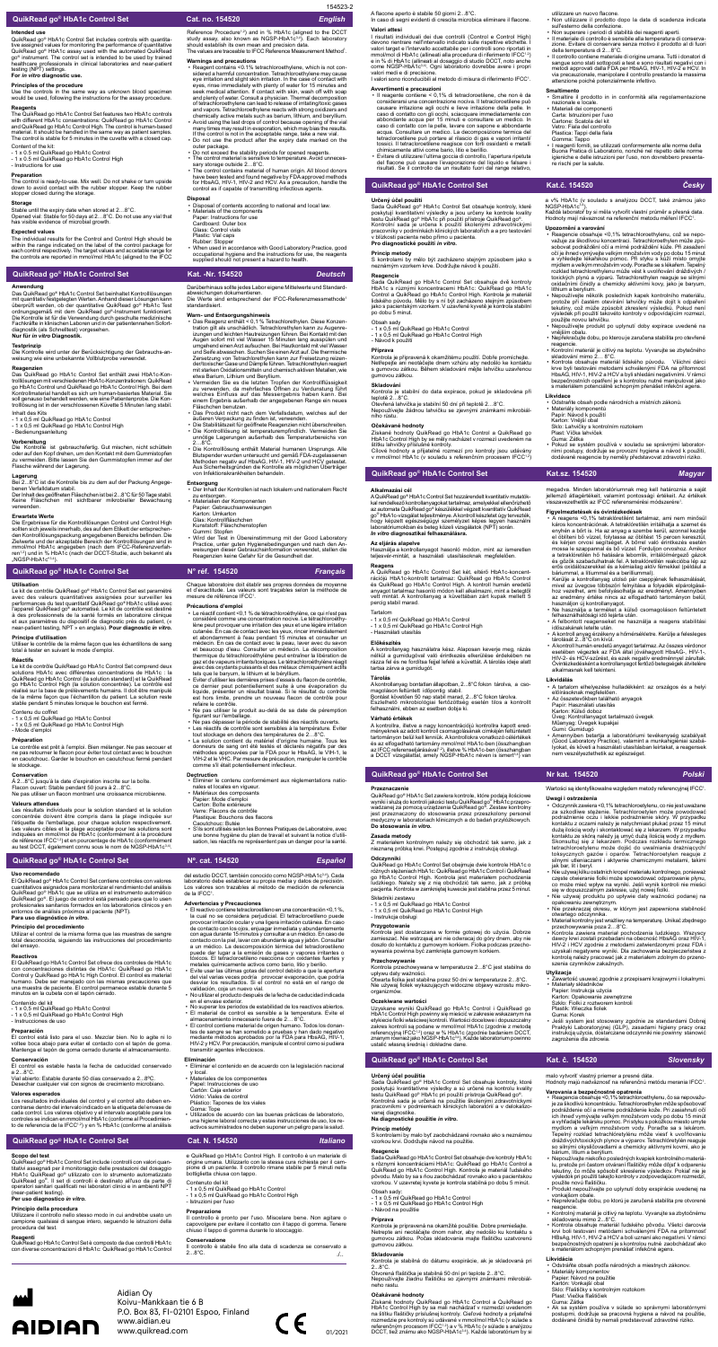154523-2

## QuickRead go® HbA1c Control Set — Cat. no. 154250 — English

### Intended use
QuickRead go® HbA1c Control Set includes controls with quantitative assigned values for monitoring the performance of quantitative QuickRead go® HbA1c assay used with the automated QuickRead go® instrument. The control set is intended to be used by trained healthcare professionals in clinical laboratories and near-patient testing (NPT) settings.
**For in vitro diagnostic use.**

### Principles of the procedure
Use the controls in the same way as unknown blood specimen would be used, following the instructions for the assay procedure.

### Reagents
The QuickRead go HbA1c Control Set features two HbA1c controls with different HbA1c concentrations: QuickRead go HbA1c Control and QuickRead go HbA1c Control High. The control is human-based material. It should be handled in the same way as patient samples. The control is stable for 5 minutes in the cuvette with a closed cap.

Content of the kit
- 1 x 0.5 ml QuickRead go HbA1c Control
- 1 x 0.5 ml QuickRead go HbA1c Control High
- Instructions for use

### Preparation
The control is ready-to-use. Mix well. Do not shake or turn upside down to avoid contact with the rubber stopper. Keep the rubber stopper closed during the storage.

### Storage
Stable until the expiry date when stored at 2...8°C.
Opened vial: Stable for 50 days at 2...8°C. Do not use any vial that has visible evidence of microbial growth.

### Expected values
The individual results for the Control and Control High should be within the range indicated on the label of the control package for each control respectively. The target values and acceptable range for the controls are reported in mmol/mol HbA1c (aligned to the IFCC Reference Procedure[1,2]) and in % HbA1c (aligned to the DCCT study assay, also known as NGSP-HbA1c[3,4]). Each laboratory should establish its own mean and precision data.
The values are traceable to IFCC Reference Measurement Method[1].

### Warnings and precautions
- Reagent contains <0.1% tetrachloroethylene, which is not considered a harmful concentration. Tetrachloroethylene may cause eye irritation and slight skin irritation. In the case of contact with eyes, rinse immediately with plenty of water for 15 minutes and seek medical attention. If contact with skin, wash off with soap and plenty of water. Consult a physician. Thermal decomposition of tetrachloroethylene can lead to release of irritating/toxic gases and vapors. Tetrachloroethylene reacts with strong oxidizers and chemically active metals such as barium, lithium, and beryllium.
- Avoid using the last drops of control because opening of the vial many times may result in evaporation, which may bias the results. If the control is not in the acceptable range, take a new vial.
- Do not use the product after the expire date marked on the outer package.
- Do not exceed the stability periods for opened reagents.
- The control material is sensitive to temperature. Avoid unnecessary storage outside 2...8°C.
- The control contains material of human origin. All blood donors have been tested and found negative by FDA approved methods for HBsAg, HIV-1, HIV-2 and HCV. As a precaution, handle the control as if capable of transmitting infectious agents.

### Disposal
- Dispose of contents according to national and local law.
- Materials of the components
  Paper: Instructions for use
  Cardboard: Outer box
  Glass: Control vials
  Plastic: Vial caps
  Rubber: Stopper
- When used in accordance with Good Laboratory Practice, good occupational hygiene and the instructions for use, the reagents supplied should not present a hazard to health.

## QuickRead go® HbA1c Control Set — Kat.-Nr. 154250 — Deutsch

### Anwendung
Das QuickRead go® HbA1c Control Set beinhaltet Kontrolllösungen mit quantitativ festgelegten Werten. Anhand dieser Lösungen kann überprüft werden, ob der quantitative QuickRead go® HbA1c Test ordnungsgemäß mit dem QuickRead go®-Instrument funktioniert. Die Kontrolle ist für die Verwendung durch geschulte medizinische Fachkräfte in klinischen Laboren und in der patientennahen Sofortdiagnostik (als Schnelltest) vorgesehen.
**Nur für in vitro Diagnostik.**

### Testprinzip
Die Kontrolle wird unter der Berücksichtigung der Gebrauchsanweisung wie eine unbekannte Vollblutprobe verwendet.

### Reagenzien
Das QuickRead go HbA1c Control Set enthält zwei HbA1c-Kontrolllösungen mit verschiedenen HbA1c-Konzentrationen: QuickRead go HbA1c Control und QuickRead go HbA1c Control High. Bei dem Kontrollmaterial handelt es sich um human-basiertes Material. Sie soll genauso behandelt werden, wie eine Patientenprobe. Die Kontrolllösung ist in der verschlossenen Küvette 5 Minuten lang stabil.

Inhalt des Kits
- 1 x 0,5 ml QuickRead go HbA1c Control
- 1 x 0,5 ml QuickRead go HbA1c Control High
- Bedienungsanleitung

### Vorbereitung
Die Kontrolle ist gebrauchsfertig. Gut mischen, nicht schütteln oder auf den Kopf drehen, um den Kontakt mit dem Gummistopfen zu vermeiden. Bitte lassen Sie den Gummistopfen immer auf der Flasche während der Lagerung.

### Lagerung
Bei 2...8°C ist die Kontrolle bis zu dem auf der Packung angegebenen Verfallsdatum stabil.
Der Inhalt des geöffneten Fläschchens ist bei 2...8°C für 50 Tage stabil. Keine Fläschchen mit sichtbarer mikrobieller Bewachsung verwenden.

### Erwartete Werte
Die Ergebnisse für die Kontrolllösungen Control und Control High sollten sich jeweils innerhalb, des auf dem Etikett der entsprechenden Kontrolllösung angegebenen Bereichs befinden. Die Zielwerte und der akzeptable Bereich der Kontrolllösungen sind in mmol/mol HbA1c angegeben (nach dem IFCC-Referenzverfahren[1,2]) und in % HbA1c (nach der DCCT-Studie, auch bekannt als „NGSP-HbA1c“[3,4]). Darüberhinaus sollte jedes Labor eigene Mittelwerte und Standardabweichungen dokumentieren.
Die Werte sind entsprechend der IFCC-Referenzmessmethode[1] standardisiert.

### Warn- und Entsorgungshinweis
- Das Reagenz enthält < 0,1 % Tetrachlorethylen. Diese Konzentration gilt als unschädlich. Tetrachlorethylen kann zu Augenreizungen und leichten Hautreizungen führen. Bei Kontakt mit den Augen sofort mit viel Wasser 15 Minuten lang ausspülen und umgehend einen Arzt aufsuchen. Bei Hautkontakt mit viel Wasser und Seife abwaschen. Suchen Sie einen Arzt auf. Die thermische Zersetzung von Tetrachlorethylen kann zur Freisetzung reizender/giftiger Gase und Dämpfe führen. Tetrachlorethylen reagiert mit starken Oxidationsmitteln und chemisch aktiven Metallen, wie etwa Barium, Lithium und Beryllium.
- Vermeiden Sie es die letzten Tropfen der Kontrolllösungen zu verwenden, da mehrfaches Öffnen zur Verdunstung führt welches Einfluss auf das Messergebnis haben kann. Bei einem Ergebnis außerhalb der angegebenen Range ein neues Fläschchen benutzen.
- Das Produkt nicht nach dem Verfallsdatum, welches auf der äußeren Verpackung zu finden ist, verwenden.
- Die Stabilitätszeit für geöffnete Reagenzien nicht überschreiten.
- Die Kontrolllösung ist temperaturempfindlich. Vermeiden Sie unnötige Lagerungen außerhalb des Temperaturbereichs von 2...8°C.
- Die Kontrolllösung enthält Material humanen Ursprungs. Alle Blutspender wurden untersucht und mittels FDA-zugelassenen Methoden negativ auf HbsAG, HIV-1, HIV-2 und HCV getestet. Aus Sicherheitsgründen die Kontrolle als möglichen Überträger von Infektionskrankheiten behandeln.

### Entsorgung
- Der Inhalt der Kontrollen ist nach lokalem und nationalem Recht zu entsorgen.
- Materialien der Komponenten
  Papier: Gebrauchsanweisungen
  Karton: Umkarton
  Glas: Kontrollfläschchen
  Kunststoff: Fläschchenstopfen
  Gummi: Stopfen
- Wird der Test in Übereinstimmung mit der Good Laboratory Practice, unter guten Hygienebedingungen und nach den Anweisungen dieser Gebrauchsinformation verwendet, stellen die Reagenzien keine Gefahr für die Gesundheit dar.

## QuickRead go® HbA1c Control Set — N° réf. 154250 — Français

### Utilisation
Le kit de contrôle QuickRead go® HbA1c Control Set est paramétré avec des valeurs quantitatives assignées pour surveiller les performances du test quantitatif QuickRead go® HbA1c utilisé avec l'appareil QuickRead go® automatisé. Le kit de contrôle est destiné à des professionnels de la santé formés en laboratoire clinique et aux paramètres du dispositif de diagnostic près du patient, (« near-patient testing, NPT » en anglais). **Pour diagnostic in vitro.**

### Principe d'utilisation
Utiliser le contrôle de la même façon que les échantillons de sang total à tester en suivant le mode d'emploi.

### Réactifs
Le kit de contrôle QuickRead go HbA1c Control Set comprend deux solutions HbA1c avec différentes concentrations de HbA1c : la QuickRead go HbA1c Control (la solution standard) et la QuickRead go HbA1c Control High (la solution concentrée). Le contrôle est réalisé sur la base de prélèvements humains. Il doit être manipulé de la même façon que l'échantillon du patient. La solution reste stable pendant 5 minutes lorsque le bouchon est fermé.

Contenu du coffret
- 1 x 0,5 ml QuickRead go HbA1c Control
- 1 x 0,5 ml QuickRead go HbA1c Control High
- Mode d'emploi

### Préparation
Le contrôle est prêt à l'emploi. Bien mélanger. Ne pas secouer et ne pas retourner le flacon pour éviter tout contact avec le bouchon en caoutchouc. Garder le bouchon en caoutchouc fermé pendant le stockage.

### Conservation
À 2...8°C jusqu'à la date d'expiration inscrite sur la boîte.
Flacon ouvert : Stable pendant 50 jours à 2...8°C.
Ne pas utiliser un flacon montrant une croissance microbienne.

### Valeurs attendues
Les résultats individuels pour la solution standard et la solution concentrée doivent être compris dans la plage indiquée sur l'étiquette de l'emballage, pour chaque solution respectivement. Les valeurs cibles et la plage de valeurs acceptable pour les solutions sont indiquées en mmol/mol de HbA1c (conformément à la procédure de référence IFCC[1,2]) et en pourcentage de HbA1c (conformément au test DCCT, également connu sous le nom de NGSP-HbA1c[3,4]). Chaque laboratoire doit établir ses propres données de moyenne et d'exactitude. Les valeurs sont traçables selon la méthode de mesure de référence IFCC[1].

### Précautions d'emploi
- Le réactif contient <0,1 % de tétrachloroéthylène, ce qui n'est pas considéré comme une concentration nocive. Le tétrachloroéthylène peut provoquer une irritation des yeux et une légère irritation cutanée. En cas de contact avec les yeux, rincer immédiatement et abondamment à l'eau pendant 15 minutes et consulter un médecin. En cas de contact avec la peau, laver avec du savon et beaucoup d'eau. Consulter un médecin. La décomposition thermique du tétrachloroéthylène peut entraîner la libération de gaz et de vapeurs irritants/toxiques. Le tétrachloroéthylène réagit avec des oxydants puissants et des métaux chimiquement actifs tels que le baryum, le lithium et le béryllium.
- Éviter d'utiliser les dernières prises d'essais du flacon de contrôle, ce dernier peut potentiellement subir a une évaporation du liquide, présenter un résultat biaisé. Si le résultat du contrôle est hors limite, prendre un nouveau flacon de contrôle pour refaire le contrôle.
- Ne pas utiliser le produit au-delà de sa date de péremption figurant sur l'emballage.
- Ne pas dépasser la période de stabilité des réactifs ouverts.
- Les réactifs de contrôle sont sensibles à la température. Éviter tout stockage en dehors des températures de 2...8°C.
- La solution contient du matériel d'origine humaine. Tous les donneurs de sang ont été testés et déclarés négatifs par des méthodes approuvées par la FDA pour le HbsAG, le VIH-1, le VIH-2 et le VHC. Par mesure de précaution, manipuler le contrôle comme s'il était potentiellement infectieux.

### Destruction
- Éliminer le contenu conformément aux réglementations nationales et locales en vigueur.
- Matériaux des composants
  Papier : Mode d'emploi
  Carton : Boîte extérieure
  Verre : Flacons de contrôle
  Plastique : Bouchons des flacons
  Caoutchouc : Butée
- S'ils sont utilisés selon les Bonnes Pratiques de Laboratoire, avec une bonne hygiène du plan de travail et suivant la notice d'utilisation, les réactifs ne représentent pas un danger pour la santé.

## QuickRead go® HbA1c Control Set — Nº. cat. 154250 — Español

### Uso recomendado
El QuickRead go® HbA1c Control Set contiene controles con valores cuantitativos asignados para monitorizar el rendimiento del análisis QuickRead go® HbA1c que se utilice en el instrumento automático QuickRead go®. El juego de control está pensado para que lo usen profesionales sanitarios formados en los laboratorios clínicos y en entornos de análisis próximos al paciente (NPT).
**Para uso diagnóstico in vitro.**

### Principio del procedimiento
Utilizar el control de la misma forma que las muestras de sangre total desconocida, siguiendo las instrucciones del procedimiento del ensayo.

### Reactivos
El QuickRead go HbA1c Control Set ofrece dos controles de HbA1c con concentraciones distintas de HbA1c: QuickRead go HbA1c Control y QuickRead go HbA1c High Control. El control es material humano. Debe ser manejado con las mismas precauciones que una muestra de paciente. El control permanece estable durante 5 minutos en la cubeta con el tapón cerrado.

Contenido del kit
- 1 x 0,5 ml QuickRead go HbA1c Control
- 1 x 0,5 ml QuickRead go HbA1c Control High
- Instrucciones de uso

### Preparación
El control está listo para el uso. Mezclar bien. No lo agite ni lo voltee boca abajo para evitar el contacto con el tapón de goma. Mantenga el tapón de goma cerrado durante el almacenamiento.

### Conservación
El control es estable hasta la fecha de caducidad conservado a 2...8°C.
Vial abierto: Estable durante 50 días conservado a 2...8°C.
Desechar cualquier vial con signos de crecimiento microbiano.

### Valores esperados
Los resultados individuales del control y el control alto deben encontrarse dentro del intervalo indicado en la etiqueta del envase de cada control. Los valores objetivo y el intervalo aceptable para los controles se indican en mmol/mol HbA1c (conforme al Procedimiento de referencia de la IFCC[1,2]) y en % HbA1c (conforme al análisis del estudio DCCT, también conocido como NGSP-HbA1c[3,4]). Cada laboratorio debe establecer su propia media y datos de precisión. Los valores son trazables al método de medición de referencia de la IFCC[1].

### Advertencias y Precauciones
- El reactivo contiene tetracloroetileno en una concentración <0,1 %, la cual no se considera perjudicial. El tetracloroetileno puede provocar irritación ocular y una ligera irritación cutánea. En caso de contacto con los ojos, enjuagar inmediata y abundantemente con agua durante 15 minutos y consultar a un médico. En caso de contacto con la piel, lavar con abundante agua y jabón. Consultar a un médico. La descomposición térmica del tetracloroetileno puede dar lugar a la emisión de gases y vapores irritantes o tóxicos. El tetracloroetileno reacciona con oxidantes fuertes y metales químicamente activos como bario, litio y berilio.
- Evite usar las últimas gotas del control debido a que la apertura del vial varias veces podría provocar evaporación, que podría desviar los resultados. Si el control no está en el rango de validación, coja un nuevo vial.
- No utilizar el producto después de la fecha de caducidad indicada en el envase exterior.
- No superar los períodos de estabilidad de los reactivos abiertos.
- El material de control es sensible a la temperatura. Evite el almacenamiento innecesario fuera de 2...8°C.
- El control contiene material de origen humano. Todos los donantes de sangre se han sometido a pruebas y han dado negativo mediante métodos aprobados por la FDA para HbsAG, HIV-1, HIV-2 y HCV. Por precaución, manipule el control como si pudiera transmitir agentes infecciosos.

### Eliminación
- Eliminar el contenido en de acuerdo con la legislación nacional y local.
- Materiales de los componentes
  Papel: Instrucciones de uso
  Cartón: Caja exterior
  Vidrio: Viales de control
  Plástico: Tapones de los viales
  Goma: Tope
- Utilizados de acuerdo con las buenas prácticas de laboratorio, una higiene laboral correcta y estas instrucciones de uso, los reactivos suministrados no deben suponer un peligro para la salud.

## QuickRead go® HbA1c Control Set — Cat. N. 154250 — Italiano

### Scopo del test
QuickRead go® HbA1c Control Set include i controlli con valori quantitativi assegnati per il monitoraggio delle prestazioni del dosaggio HbA1c QuickRead go® utilizzato con lo strumento automatizzato QuickRead go®. Il set di controlli è destinato all'uso da parte di operatori sanitari qualificati nei laboratori clinici e in ambienti NPT (near-patient testing).
**Per uso diagnostico in vitro.**

### Principio della procedura
Utilizzare il controllo nello stesso modo in cui andrebbe usato un campione qualsiasi di sangue intero, seguendo le istruzioni della procedura del test.

### Reagenti
QuickRead go HbA1c Control Set è composto da due controlli HbA1c con diverse concentrazioni di HbA1c: QuickRead go HbA1c Control e QuickRead go HbA1c Control High. Il controllo è un materiale di origine umana. Utilizzarlo con le stesse cure richieste per il campione di un paziente. Il controllo rimane stabile per 5 minuti nella bottiglietta chiusa con tappo.

Contenuto del kit
- 1 x 0,5 ml QuickRead go HbA1c Control
- 1 x 0,5 ml QuickRead go HbA1c Control High
- Istruzioni per l'uso

### Preparazione
Il controllo è pronto per l'uso. Miscelare bene. Non agitare o capovolgere per evitare il contatto con il tappo di gomma. Tenere chiuso il tappo di gomma durante lo stoccaggio.

### Conservazione
Il controllo è stabile fino alla data di scadenza se conservato a 2...8°C. ./..

A flacone aperto è stabile 50 giorni 2...8°C.
In caso di segni evidenti di crescita microbica eliminare il flacone.

### Valori attesi
I risultati individuali dei due controlli (Control e Control High) devono rientrare nell'intervallo indicato sulle rispettive etichette. I valori target e l'intervallo accettabile per i controlli sono riportati in mmol/mol di HbA1c (allineati alla procedura di riferimento IFCC[1,2]) e in % di HbA1c (allineati al dosaggio di studio DCCT, noto anche come NGSP-HbA1c[3,4]). Ogni laboratorio dovrebbe avere i propri valori medi e di precisione.
I valori sono riconducibili al metodo di misura di riferimento IFCC[1].

### Avvertimenti e precauzioni
- Il reagente contiene < 0,1% di tetracloroetilene, che non è da considerarsi una concentrazione nociva. Il tetracloroetilene può causare irritazione agli occhi e lieve irritazione della pelle. In caso di contatto con gli occhi, sciacquare immediatamente con abbondante acqua per 15 minuti e consultare un medico. In caso di contatto con la pelle, lavare con sapone e abbondante acqua. Consultare un medico. La decomposizione termica del tetracloroetilene può portare al rilascio di gas e vapori irritanti/tossici. Il tetracloroetilene reagisce con forti ossidanti e metalli chimicamente attivi come bario, litio e berillio.
- Evitare di utilizzare l'ultima goccia di controllo, l'apertura ripetuta del flacone può causare l'evaporazione del liquido e falsare i risultati. Se il controllo da un risultato fuori dal range relativo, utilizzare un nuovo flacone.
- Non utilizzare il prodotto dopo la data di scadenza indicata sull'esterno della confezione.
- Non superare i periodi di stabilità dei reagenti aperti.
- Il materiale di controllo è sensibile alla temperatura di conservazione. Evitare di conservare senza motivo il prodotto al di fuori della temperatura di 2...8°C.
- Il controllo contiene materiale di origine umana. Tutti i donatori di sangue sono stati sottoposti a test e sono risultati negativi con i metodi approvati dalla FDA per HbsAG, HIV-1, HIV-2 e HCV. In via precauzionale, manipolare il controllo prestando la massima attenzione poiché potenzialmente infettivo.

### Smaltimento
- Smaltire il prodotto in in conformità alla regolamentazione nazionale e locale.
- Materiali dei componenti
  Carta: Istruzioni per l'uso
  Cartone: Scatola esterna
  Vetro: Fiale del controllo
  Plastica: Tappi delle fiale
  Gomma: Tappo
- I reagenti forniti, se utilizzati conformemente alle norme della Buona Pratica di Laboratorio, nonché nel rispetto delle norme generiche e delle istruzioni per l'uso, non dovrebbero presentare rischi per la salute.

## QuickRead go® HbA1c Control Set — Kat.č. 154250 — Česky

### Určený účel použití
Sada QuickRead go® HbA1c Control Set obsahuje kontroly, které poskytují kvantitativní výsledky a jsou určeny ke kontrole kvality testu QuickRead go® HbA1c při použití přístroje QuickRead go®. Kontrolní sada je určena k použití školenými zdravotnickými pracovníky v podmínkách klinických laboratoří a a pro testování v blízkosti pacienta nebo přímo u pacienta.
**Pro diagnostické použití in vitro.**

### Princip metody
S kontrolami by mělo být zacházeno stejným způsobem jako s neznámým vzorkem krve. Dodržujte návod k použití.

### Reagencie
Sada QuickRead go HbA1c Control Set obsahuje dvě kontroly HbA1c s různými koncentracemi HbA1c: QuickRead go HbA1c Control a QuickRead go HbA1c Control High. Kontrola je materiál lidského původu. Měla by s ní být zacházeno stejným způsobem jako s pacientským vzorkem. V uzavřené kyvetě je kontrola stabilní po dobu 5 minut.

Obsah sady
- 1 x 0,5 ml QuickRead go HbA1c Control
- 1 x 0,5 ml QuickRead go HbA1c Control High
- Návod k použití

### Příprava
Kontrola je připravená k okamžitému použití. Dobře promíchejte. Netřepejte ani neotáčejte dnem vzhůru aby nedošlo ke kontaktu s gumovou zátkou. Během skladování mějte lahvičku uzavřenou gumovou zátkou.

### Skladování
Kontrola je stabilní do data expirace, pokud je skladována při teplotě 2...8°C.
Otevřená lahvička je stabilní 50 dní při teplotě 2...8°C.
Nepoužívejte žádnou lahvičku se zjevnými známkami mikrobiálního růstu.

### Očekávané hodnoty
Získané hodnoty QuickRead go HbA1c Control a QuickRead go HbA1c Control High by se měly nacházet v rozmezí uvedeném na štítku lahvičky příslušné kontroly.
Cílové hodnoty a přijatelné rozmezí pro kontroly jsou udávány v mmol/mol HbA1c (v souladu s referenčním procesem IFCC[1,2]) a v% HbA1c (v souladu s analýzou DCCT, také známou jako NGSP-HbA1c[3,4]).
Každá laboratoř by si měla vytvořit vlastní průměr a přesná data.
Hodnoty mají návaznost na referenční metodu měření IFCC[1].

### Upozornění a varování
- Reagencie obsahuje <0,1% tetrachlorethylenu, což je nepovažuje za škodlivou koncentraci. Tetrachlorethylen může způsobovat podráždění očí a mírné podráždění kůže. Při zasažení očí je třeba vyplachovat velkým množstvím vody po dobu 15 minut a vyhledat lékařskou pomoc. Při styku s kůží mějte omyjte mýdlem a velkým množstvím vody. Poraďte se s lékařem. Tepelný rozklad tetrachlorethylenu může vést k uvolňování dráždivých / toxických plynů a par. Tetrachlorethylen reaguje se silnými oxidačními činidly a chemicky aktivními kovy, jako je baryum, lithium a berylium.
- Nepoužívejte několik posledních kapek kontrolního materiálu, protože při častém otevírání lahvičky může dojít k odpaření tekutiny, což může způsobit zkreslení výsledků. Pokud není výsledek při použití takového kontroly v odpovídajícím rozmezí, použijte novou lahvičku.
- Nepoužívejte produkt po uplynutí doby expirace uvedené na vnějším obalu.
- Nepřekračujte dobu, po kterou je zaručena stabilita pro otevřené reagencie.
- Kontrolní materiál je citlivý na teplotu. Vyvarujte se zbytečného skladování mimo 2...8°C.
- Kontrola obsahuje materiál lidského původu. Všichni dárci krve byli testováni metodami schválenými FDA na přítomnost HbsAG, HIV-1, HIV-2 a HCV a byli shledáni negativními. V rámci bezpečnostních opatření je s kontrolou nutné manipulovat jako s materiálem potenciálně schopným přenášet infekční agens.

### Likvidace
- Odstraňte obsah podle národních a místních zákonů.
- Materiály komponentů
  Papír: Návod k použití
  Karton: Vnější obal
  Sklo: Lahvičky s kontrolním roztokem
  Plast: Víčka lahviček
  Guma: Zátka
- Pokud se systém používá v souladu se správnými laboratorními postupy, dodržuje se provozní hygiena a návod k použití, dodávané reagencie by neměly představovat zdravotní riziko.

## QuickRead go® HbA1c Control Set — Kat.sz. 154250 — Magyar

### Alkalmazási cél
A QuickRead go® HbA1c Control Set kontrollokat tartalmaz, amelyek meghatározott mennyiségi értékekkel rendelkeznek az automata QuickRead go® készülékkel végzett kvantitatív QuickRead go® HbA1c-vizsgálat teljesítményének ellenőrzésére. A kontroll készletet egészségügyi szakemberek részére tervezték klinikai laboratóriumi és betegközeli körülmények közötti (NPT) alkalmazásra.
**In vitro diagnosztikai felhasználásra.**

### Az eljárás alapelve
Használja a kontrollanyagot hasonló módon, mint az ismeretlen teljesvér-mintát, a használati utasításoknak megfelelően.

### Reagens
A QuickRead go HbA1c Control Set két, eltérő HbA1c-koncentrációjú HbA1c-kontrollt tartalmaz: QuickRead go HbA1c Control és QuickRead go HbA1c Control High. A kontroll humán eredetű anyagot tartalmaz hasonló módon kell alkalmazni, mint a betegből vett mintát. A kontrollanyag a küvettában zárt kupak mellett 5 percig stabil marad.

Tartalom
- 1 x 0,5 ml QuickRead go HbA1c Control
- 1 x 0,5 ml QuickRead go HbA1c Control High
- Használati utasítás

### Előkészítés
A kontrollanyag használatra kész. Alaposan keverje meg, rázás nélkül a gumidugóval való érintkezés elkerülése érdekében ne rázza fel és ne fordítsa fejjel lefelé a kontrollt. A tárolás ideje alatt tartsa zárva a gumidugót.

### Tárolás
Alkotórészeinek bontatlan állapotban, 2...8°C fokon tárolva, a csomagoláson feltüntetett időpontig stabil.
Bontást követően 50 nap stabil marad, 2...8°C fokon tárolva.
Észlelhető mikrobiológiai fertőződés esetén tilos a kontrollt felhasználni, ebben az esetben dobja ki.

### Várható értékek
A kontrollra, illetve a nagy koncentrációjú kontrollra kapott eredményeknek az adott kontroll csomagolásának címkéjén feltüntetett tartományon belül kell lenniük. A kontrollokra vonatkozó célértékek és az elfogadható tartomány mmol/mol HbA1c-ben (összhangban az IFCC referenciaeljárással[1,2]), illetve % HbA1c-ben (összhangban a DCCT vizsgálattal, amely NGSP-HbA1c néven is ismert[3,4]) van megadva. Minden laboratóriumnak meg kell határoznia a saját jellemző átlagértékeit, valamint pontossági értékeit. Az értékek visszavezethetők az IFCC referenciamérési módszerére[1].

### Figyelmeztetések és óvintézkedések
- A reagens <0,1% tetraklóretilént tartalmaz, ami nem minősül káros koncentrációnak. A tetraklóretilén irritálhatja a szemet és enyhén a bőrt is. Ha az anyag a szembe kerül, azonnal kezdje el kiöblíteni bő vízzel, folyassa az öblítést 15 percen keresztül, és kérjen orvosi segítséget. A bőrrel való érintkezés esetén mossa le szappannal és bő vízzel. Forduljon orvoshoz. Amikor a tetraklóretilén hő hatására lebomlik, irritáló/mérgező gázok és gőzök szabadulhatnak fel. A tetraklóretilén reakcióba lép az erős oxidálószerekkel és a kémiailag aktív fémekkel (például a báriummal, a lítiummal és a berilliummal).
- Kerülje a kontrollanyag utolsó pár cseppjének felhasználását, mivel az üvegcse többszöri felnyitása a folyadék elpárolgásához vezethet, ami befolyásolhatja az eredményt. Amennyiben az eredmény kívül esik az elfogadható tartományon belül, használjon új kontrollanyagot.
- Ne használja a terméket a külső csomagoláson feltüntetett felhasználhatósági idő lejárta után.
- A felbontott reagenseket ne használja a reagens stabilitási időszakának letelte után.
- A kontroll anyag érzékeny a hőmérsékletre. Kerülje a felesleges tárolást 2...8°C-on kívül.
- A kontroll humán eredetű anyagot tartalmaz. Az összes véradónál elvégzett vizsgálat az FDA által jóváhagyott HbsAG-, HIV-1-, HIV-2- és HCV-szűrését, és ezek negatív eredménnyel zárultak. Óvintézkedésként a kontrollanyagot fertőző betegségek átvitelére alkalmasnak kell tekinteni.

### Likvidálás
- A tartalom elhelyezése hulladékként: az országos és a helyi előírásoknak megfelelően.
- Az összetevőkben található anyagok
  Papír: Használati utasítás
  Karton: Külső doboz
  Üveg: Kontrollanyagot tartalmazó üvegek
  Műanyag: Üvegek kupakjai
  Gumi: Dugasz
- Amennyiben betartja a helyes laboratóriumi gyakorlat szabályait (Good Laboratory Practice), valamint a munkahigiéniai szabályokat, és követi a használati utasításban leírtakat, a reagensek nem veszélyeztethetik az egészséget.

## QuickRead go® HbA1c Control Set — Nr kat. 154250 — Polski

### Przeznaczenie
QuickRead go® HbA1c Control Set zawiera kontrole, które podają ilościowe wyniki i służą do kontroli jakości testu QuickRead go® HbA1c przeprowadzanej za pomocą urządzenia QuickRead go®. Zestaw kontrolny jest przeznaczony do stosowania przez przeszkolony personel medyczny w laboratoriach klinicznych a do badań przyłóżkowych.
**Do stosowania in vitro.**

### Zasada metody
Z materiałem kontrolnym należy się obchodzić tak samo, jak z nieznaną próbką krwi. Postępuj zgodnie z instrukcją obsługi.

### Odczynniki
QuickRead go HbA1c Control Set obejmuje dwie kontrole HbA1c o różnych stężeniach HbA1c: QuickRead go HbA1c Control i QuickRead go HbA1c Control High. Kontrola jest materiałem pochodzenia ludzkiego. Należy się z nią obchodzić tak samo, jak z próbką pacjenta. Kontrola w zamkniętej kuwecie jest stabilna przez 5 minut.

Składniki zestawu
- 1 x 0,5 ml QuickRead go HbA1c Control
- 1 x 0,5 ml QuickRead go HbA1c Control High
- Instrukcja obsługi

### Przygotowanie
Kontrola jest dostarczana w formie gotowej do użycia. Dobrze zamieszać. Nie wstrząsać ani nie odwracać do góry dnem, aby nie doszło do kontaktu z gumowym korkiem. Fiolka podczas przechowywania powinna być zamknięta gumowym korkiem.

### Przechowywanie
Kontrola przechowywana w temperaturze 2...8°C jest stabilna do upływu daty ważności.
Otwarta fiolka jest stabilna przez 50 dni w temperaturze 2...8°C.
Nie używaj fiolek wykazujących widoczne objawy wzrostu mikroorganizmów.

### Oczekiwane wartości
Uzyskane wyniki QuickRead go HbA1c Control i QuickRead go HbA1c Control High powinny się mieścić w zakresie wskazanym na etykiecie fiolki właściwej kontroli. Wartości docelowe i dopuszczalny zakres kontroli są podane w mmol/mol HbA1c (zgodnie z metodą referencyjną IFCC[1,2]) oraz w % HbA1c (zgodnie badaniem DCCT, znanym również jako NGSP-HbA1c[3,4]). Każde laboratorium powinno ustalić własną średnią i dokładne dane.
Wartości są identyfikowalne względem metody referencyjnej IFCC[1].

### Uwagi i ostrzeżenia
- Odczynnik zawiera <0,1% tetrachloroetylenu, co nie jest uważane za szkodliwe stężenie. Tetrachloroetylen może powodować podrażnienie oczu i lekkie podrażnienie skóry. W przypadku kontaktu z oczami należy je natychmiast płukać przez 15 minut dużą ilością wody i skontaktować się z lekarzem. W przypadku kontaktu ze skórą należy ją umyć dużą ilością wody z mydłem. Skonsultuj się z lekarzem. Podczas rozkładu termicznego tetrachloroetylenu może dojść do uwalniania drażniących/toksycznych gazów i oparów. Tetrachloroetylen reaguje z silnymi utleniaczami i aktywnymi chemicznie metalami, takimi jak bar, lit i beryl.
- Nie używaj kilku ostatnich kropel materiału kontrolnego, ponieważ częste otwieranie fiolki może spowodować odparowanie płynu, co może mieć wpływ na wyniki. Jeśli wynik kontroli nie mieści się w dopuszczalnym zakresie, użyj nowej fiolki.
- Nie używaj produktu po upływie daty ważności podanej na opakowaniu zewnętrznym.
- Nie przekraczaj okresu, w którym jest zapewniona stabilność otwartego odczynnika.
- Materiał kontrolny jest wrażliwy na temperaturę. Unikać zbędnego przechowywania poza 2...8°C.
- Kontrola zawiera materiał pochodzenia ludzkiego. Wszyscy dawcy krwi zostali przebadani na obecność HbsAG oraz HIV-1, HIV-2 i HCV zgodnie z metodami zatwierdzonymi przez FDA i uzyskali negatywne wyniki. Ze względów bezpieczeństwa z kontrolą należy postępować jak z materiałem zdolnym do przenoszenia czynników zakaźnych.

### Utylizacja
- Zawartość usuwać zgodnie z przepisami krajowymi i lokalnymi.
- Materiały składników
  Papier: Instrukcja użycia
  Karton: Opakowanie zewnętrzne
  Szkło: Fiolki z roztworem kontroli
  Plastik: Wieczka fiolek
  Guma: Korek
- Jeśli system jest stosowany zgodnie ze standardami Dobrej Praktyki Laboratoryjnej (GLP), zasadami higieny pracy oraz instrukcją użycia, dostarczane odczynniki nie powinny stanowić zagrożenia dla zdrowia.

## QuickRead go® HbA1c Control Set — Kat. č. 154250 — Slovensky

### Určený účel použitia
Súprava QuickRead go® HbA1c Control Set obsahuje kontroly, ktoré poskytujú kvantitatívne výsledky a sú určené na kontrolu kvality testu QuickRead go® HbA1c pri použití prístroja QuickRead go®. Kontrolná sada je určená na použitie školenými zdravotníckymi pracovníkmi v podmienkach klinických laboratórií a pri testovaní v blízkosti pacienta.
**Na diagnostické použitie in vitro.**

### Princíp metódy
S kontrolami by malo byť zaobchádzané rovnako ako s neznámou vzorkou krvi. Dodržujte návod na použitie.

### Reagencie
Sada QuickRead go HbA1c Control Set obsahuje dve kontroly HbA1c s rôznymi koncentráciami HbA1c: QuickRead go HbA1c Control a QuickRead go HbA1c Control High. Kontrola je materiál ľudského pôvodu. Malo by sa s ňou zaobchádzať rovnako ako so vzorkou pacienta. V uzavretej kyvete je kontrola stabilná po dobu 5 minút.

Obsah sady:
- 1 x 0,5 ml QuickRead go HbA1c Control
- 1 x 0,5 ml QuickRead go HbA1c Control High
- Návod na použitie

### Príprava
Kontrola je pripravená na okamžité použitie. Dobre premiešajte. Netrepte ani neotáčajte dnom nahor, aby nedošlo ku kontaktu s gumovou zátkou. Počas skladovania majte fľaštičku uzavretú gumovou zátkou.

### Skladovanie
Kontrola je stabilná do dátumu exspirácie, ak je skladovaná pri 2...8°C.
Otvorená fľaštička je stabilná 50 dní pri teplote 2...8°C.
Nepoužívajte žiadnu fľaštičku so zjavnými známkami mikrobiálneho rastu.

### Očakávané hodnoty
Získané hodnoty QuickRead go HbA1c Control a QuickRead go HbA1c Control High by sa mali nachádzať v rozmedzí uvedenom na štítku fľaštičky príslušnej kontroly. Cieľové hodnoty a prijateľné rozmedzie pre kontroly sú udávané v mmol/mol HbA1c (v súlade s referenčným procesom IFCC[1,2]) a v % HbA1c (v súlade s analýzou DCCT, tiež známu ako NGSP-HbA1c[3,4]). Každá laboratórium by si malo vytvoriť vlastný priemer a presné dáta.
Hodnoty majú nadväznosť na referenčnú metódu merania IFCC[1].

### Varovania a bezpečnostné opatrenia
- Reagencia obsahuje <0,1% tetrachlóretylénu, čo sa nepovažuje za škodlivú koncentráciu. Tetrachlóretylén môže spôsobovať podráždenie očí a mierne podráždenie kože. Pri zasiahnutí očí ich ihneď vyplachujte veľkým množstvom vody po dobu 15 minút a vyhľadajte lekársku pomoc. Pri styku s pokožkou miesto umyte mydlom a veľkým množstvom vody. Poraďte sa s lekárom. Tepelný rozklad tetrachlóretylénu môže viesť k uvoľňovaniu dráždivých/toxických plynov a výparov. Tetrachlóretylén reaguje so silnými oxidačnými a chemicky aktívnymi kovmi, ako je bárium, lítium a berýlium.
- Nepoužívajte niekoľko posledných kvapiek kontrolného materiálu, pretože pri častom otváraní fľaštičky môže dôjsť k odpareniu tekutiny, čo môže spôsobiť skreslenie výsledkov. Pokiaľ nie je výsledok pri použití takejto kontroly v zodpovedajúcom rozmedzí, použite novú fľaštičku.
- Nepoužívajte produkt po uplynutí doby exspirácie uvedenej na vonkajšom obale.
- Neprekračujte dobu, po ktorú je zaručená stabilita pre otvorené reagencie.
- Kontrolný materiál je citlivý na teplotu. Vyvarujte sa zbytočného skladovania mimo 2...8°C.
- Kontrola obsahuje materiál ľudského pôvodu. Všetci darcovia krvi boli testovaní metódami schválenými FDA na prítomnosť HbsAG, HIV-1, HIV-2 a HCV a boli uznaní ako negatívni. V rámci bezpečnostných opatrení je s kontrolou nutné zaobchádzať ako s materiálom schopným prenášať infekčné agens.

### Likvidácia
- Odstráňte obsah podľa národných a miestnych zákonov.
- Materiály komponentov
  Papier: Návod na použitie
  Karton: Vonkajší obal
  Sklo: Fľaštičky s kontrolným roztokom
  Plast: Viečka fľaštičiek
  Guma: Zátka
- Ak sa systém používa v súlade so správnymi laboratórnymi postupmi, dodržuje sa prevádzková hygiena a návod na použitie, dodávané činidlá by nemali predstavovať zdravotné riziko.

---

Aidian Oy
Koivu-Mankkaan tie 6 B
P.O. Box 83, FI-02101 Espoo, Finland
www.aidian.eu
www.quickread.com

01/2021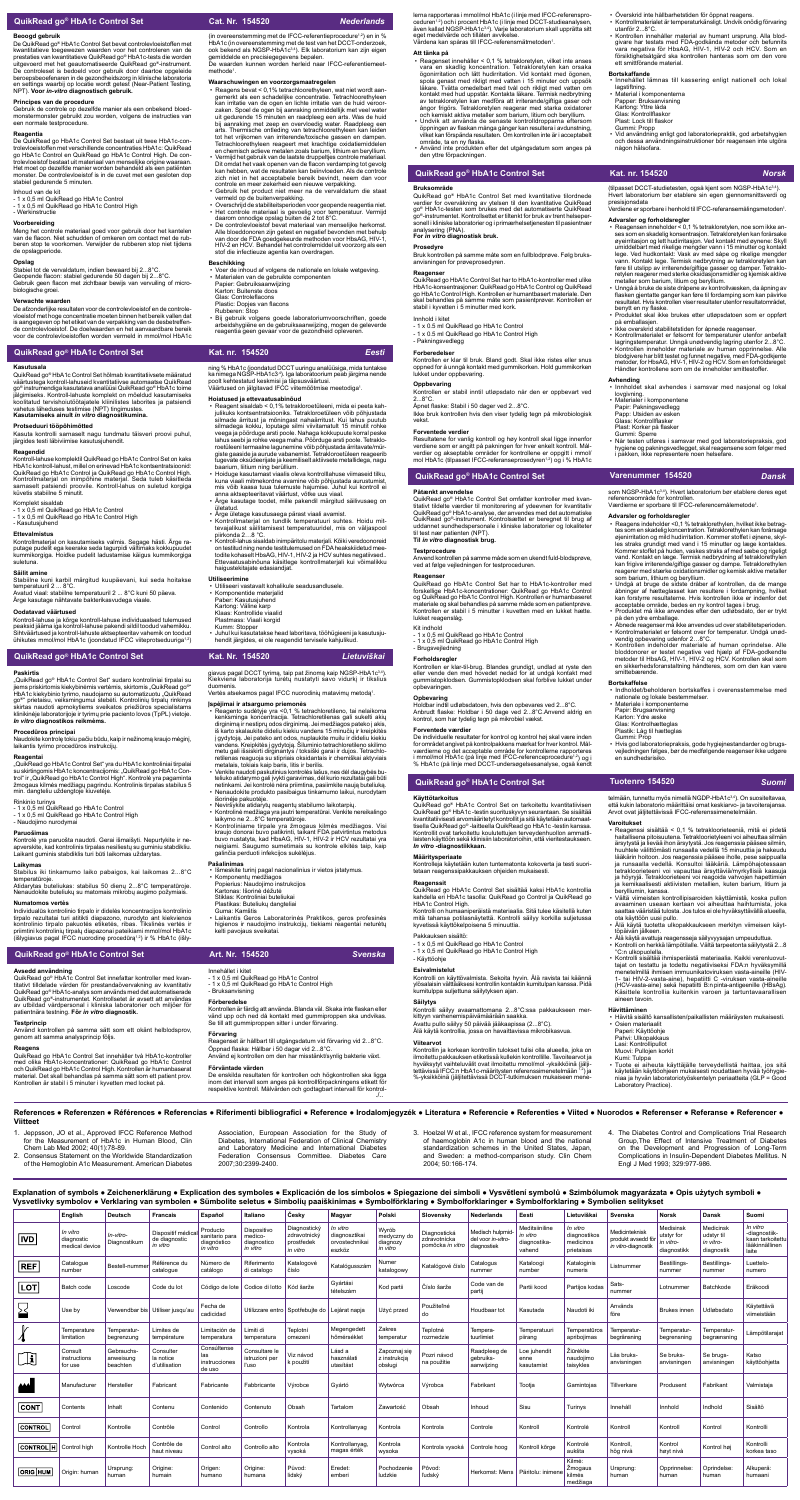## QuikRead go® HbA1c Control Set — Cat. Nr. 154520 — *Nederlands*

**Beoogd gebruik**
De QuikRead go® HbA1c Control Set bevat controlevloeistoffen met kwantitatieve toegewezen waarden voor het controleren van de prestaties van kwantitatieve QuikRead go® HbA1c-tests die worden uitgevoerd met het geautomatiseerde QuikRead go®-instrument. De controleset is bedoeld voor gebruik door daartoe opgeleide beroepsbeoefenaren in de gezondheidszorg in klinische laboratoria en settings waarbij op locatie wordt getest (Near-Patient Testing, NPT). **Voor in-vitro diagnostisch gebruik.**

**Principes van de procedure**
Gebruik de controle op dezelfde manier als een onbekend bloedmonster gebruikt zou worden, volgens de instructies van een normale testprocedure.

**Reagentia**
De QuikRead go® HbA1c Control Set bevat twee HbA1c-controlevloeistoffen met verschillende concentraties HbA1c: QuikRead go HbA1c Control en QuikRead go HbA1c Control High. De controlevloeistof bestaat uit materiaal van menselijke oorsprong waarvan, met dezelfde manier moeten worden behandeld als een patiëntenmonster. De controlevloeistof is in de cuvet met een gesloten dop stabiel gedurende 5 minuten.

**Inhoud van de kit**
- 1 x 0,5 ml QuikRead go HbA1c Control
- 1 x 0,5 ml QuikRead go HbA1c Control High
- Werkinstructie

**Voorbereiding**
Meng het controle materiaal goed voor gebruik door het kantelen van de flacon. Niet schudden of omkeren om contact met de rubberen stop te voorkomen. Verwijder de rubberen stop niet tijdens de opslagperiode.

**Opslag**
Stabiel tot de vervaldatum, indien bewaard bij 2...8°C.
Geopende flacon: stabiel gedurende 50 dagen bij 2...8°C.
Gebruik geen flacon met zichtbaar bewijs van vervuiling of microbiologische groei.

**Verwachte waarden**
De afzonderlijke resultaten voor de controlevloeistof en de controlevloeistof met hoge concentratie moeten binnen het bereik vallen dat is aangegeven op het etiket van de verpakking van de desbetreffende controlevloeistof. De doelwaarden en het aanvaardbare bereik voor de controlevloeistoffen worden vermeld in mmol/mol HbA1c (in overeenstemming met de IFCC-referentieprocedure[1]) en in % HbA1c (in overeenstemming met de test van het DCCT-onderzoek, ook bekend als NGSP-HbA1c[2]). Elk laboratorium kan zijn eigen gemiddelde en precisiegegevens bepalen.
De waarden kunnen worden herleid naar IFCC-referentiemethode[3].

**Waarschuwingen en voorzorgsmaatregelen**
- Reagens bevat < 0,1% tetrachloorethyleen, wat niet wordt aangemerkt als een schadelijke concentratie. Tetrachloorethyleen kan irritatie van de ogen en lichte irritatie van de huid veroorzaken. Spoel de ogen bij aanraking onmiddellijk met veel water uit gedurende 15 minuten en raadpleeg een arts. Was de huid bij aanraking af met zeep en overvloedig water. Raadpleeg een arts. Thermische ontleding van tetrachloorethyleen kan leiden tot het vrijkomen van irriterende/toxische gassen en dampen. Tetrachloorethyleen reageert met krachtige oxidatiemiddelen en chemisch actieve metalen zoals barium, lithium en beryllium.
- Vermijd het gebruik van de laatste druppeltjes controle materiaal. Dit omdat het vaak openen van de flacon verdamping tot gevolg kan hebben, wat de resultaten kan beïnvloeden. Als de controle zich niet in het acceptabele bereik bevindt, neem dan voor controle en meer zekerheid een nieuwe verpakking.
- Gebruik het product niet meer na de vervaldatum die staat vermeld op de buitenverpakking.
- Overschrijd de stabiliteitsperioden voor geopende reagentia niet.
- Het controle materiaal is gevoelig voor temperatuur. Vermijd daarom onnodige opslag buiten de 2 tot 8°C.
- De controlevloeistof bevat materiaal van menselijke herkomst. Alle bloeddonoren zijn getest en negatief bevonden via de FDA goedgekeurde methoden voor HbsAG, HIV-1, HIV-2 en HCV. Behandel het controlemiddel uit voorzorg als een stof die infectieuze agentia kan overdragen.

**Beschikking**
- Voer de inhoud af volgens de nationale en lokale wetgeving.
- Materialen van de getroffen componenten
  Papier: Gebruiksaanwijzing
  Karton: Buitenste doos
  Glas: Controleflacons
  Plastic: Doppen van flacons
  Rubberen: Stop
- Bij gebruik volgens goede laboratoriumvoorschriften, goede arbeidshygiëne en de gebruiksaanwijzing, mogen de geleverde reagentia geen gevaar voor de gezondheid opleveren.

## QuikRead go® HbA1c Control Set — Kat. Nr. 154520 — *Eesti*

**Kasutusala**
QuikRead go® HbA1c Control Set kit hõlmab kvantitatiivsete määratud väärtustega kontroll-lahuseid kvantitatiivse automaatse QuikRead go® instrumendiga teostatava analüüsi QuikRead go® HbA1c testide jälgimiseks. Kontroll-lahuste komplekt on mõeldud kasutamiseks koolitatud tervishoiutöötajatele kliinilistes laborites ja patsiendi vahetus läheduses kiirtestina (NPT) tingimustes. **Kasutamiseks ainult in vitro diagnostikumina.**

**Protseduuri tööpõhimõte**
Kasute kontrolli samamoodi nagu tundmatu täisveri proovi puhul, järgides testi läbiviimise kasutusjuhendit.

**Reagendid**
Kontroll-lahuse komplekt QuikRead go HbA1c Control Set on kaks HbA1c kontroll-lahust, mille on erinevad HbA1c kontsentratsioonid: QuikRead go HbA1c Control ja QuikRead go HbA1c Control High. Kontroll-materjal on inimpõhine materjal. Seda tuleb käsitleda samaselt patsiendi proovile. Kontroll-lahus on küvetis suletud korgiga stabiilne 5 minutit.

**Komplekti sisaldab**
- 1 x 0,5 ml QuikRead go HbA1c Control
- 1 x 0,5 ml QuikRead go HbA1c Control High
- Kasutusjuhend

**Ettevalmistamine**
Kontroll-materjal on kasutamiseks valmis. Segage hästi. Ärge raputage pudelit ega keerake seda tagurpidi vältimaks kokkupuudet kummikorgiga. Hoidke pudelit kasutamise käigus kummikorgiga suletuna.

**Säilitamine**
Stabiilne kuni kehtiv märgitud kuupäevani, kui seda hoitakse temperatuuril 2...8°C.
Avatud viaal: stabiilne temperatuuril 2 ... 8°C kuni 50 päeva.
Ärge kasutage nähtavate bakterikasvudega viaale.

**Oodatavad väärtused**
Kontroll-lahuse ja kõrge kontroll-lahuse individuaalsed tulemused peaksid jääma iga kontroll-lahuse pakendi sildil toodud vahemikku. Sihtväärtused ja kontroll-lahuste aktsepteeritav vahemik on toodud ühikutes mmol/mol HbA1c (vastavalt IFCC võrdlusprotseduurile[1]) ning % HbA1c (vastavalt DCCT uuringu analüüsiga, mida tuntakse ka nimega NGSP-HbA1c[2]). Iga laboratoorium peab järgima nende poolt kehtestatud keskmisi ja täpsusnäitajad.
Väärtused on jälgitavad IFCC viitemeetodile[3].

**Hoiatused ja ettevaatusabinõud**
- Reagent sisaldab < 0,1% tetrakloroetüleeni, mida ei peeta kahjulikuks kontsentratsiooniks. Tetrakloroetüleen võib põhjustada silmade ärritust ja nõrkemat nahaärritust. Kui tekib puude silmadega kokku, loputage silmi viivitamatult 15 minutit rohke veega ja pöörduge arsti poole. Nahaga kokkupuute korral peske lahus seebi ja rohke veega maha. Pöörduge arsti poole. Tetrakloroetüleeni termilisele lagunemine võib põhjustada ärritavate/mürgiste gaaside ja aurude vabanemist. Tetrakloroetüleen reageerib tugevate oksüdeerijate ja keemiliselt aktiivsete metallidega, nagu baarium, liitium ning berüllium.
- Hoiduge kasutamast viaalis oleva kontroll-lahuse viimaseid tilku, kuna viaali mitmekordne avamine võib põhjustada aurustumist, mis võib kaasa tuua tulemuste hajumise. Juhul kui kontroll ei anna aktsepteeritavat väärtust, võtke uus viaal.
- Ärge kasutage tooteid, mille pakendil märgitud säilivusaeg on ületatud.
- Ärge ületage kasutusaega pärast viaali avamist.
- Kontrollmaterjal on tundlik temperatuuri suhtes. Hoidu mittevajalikest säilitamisest temperatuuridel, mis on väljaspool piirkonda 2...8°C.
- Kontroll-lahus sisaldab inimpäritolu materjali. Kõiki veredoonoreid on testitud ning nende testitulemused on FDA heakskiidetud meetodite kohaselt HbsAG, HIV-1, HIV-2 ja HCV suhtes negatiivsed. Ettevaatusabinõuna käsitlege kontrollmaterjali kui võimalikku haigustekitajate allikat.

**Utiliseerimine**
- Utiliseeri vastavalt kohalikule seadusandlusele.
- Komponentide materjalid
  Paber: Kasutusjuhend
  Karton: Välime karp
  Klaas: Kontrollide viaalid
  Plastmass: Viaali korgid
  Kumm: Stopper
- Juhul kui kasutatakse head laboritava, töötervishoiu ja kasutusjuhendit järgides, ei ole reagendid tervisele kahjulikud.

## QuikRead go® HbA1c Control Set — Kat. Nr. 154520 — *Lietuviškai*

**Paskirtis**
„QuikRead go® HbA1c Control Set" sudaro kontroliniai tirpalai su jiems priskirtomis kiekybinėmis vertėmis, skirtomis „QuikRead go® HbA1c kiekybinio tyrimo, naudojamo su automatizuotu „QuikRead go®" prietaisu, veikimumui stebėti. Kontrolinių tirpalų rinkinys skirtas naudoti apmokytiems sveikatos priežiūros specialistams klinikinėje laboratorijoje ir tyrimo prie paciento lovos (TpPL) vietoje. **In vitro diagnostikos rinkinys.**

**Procedūros principai**
Naudokite kontrolę tokiu pačiu būdu, kaip ir nežinomą kraujo mėginį, laikantis tyrimo procedūros instrukcijų.

**Reagentai**
„QuikRead go HbA1c Control Set" yra du HbA1c kontroliniai tirpalai su skirtingomis HbA1c koncentracijomis: „QuikRead go HbA1c Control" ir „QuikRead go HbA1c Control High". Kontrolė yra pagaminta žmogaus kilmės medžiagų pagrindu. Kontrolinis tirpalas stabilus 5 min. dangteliu uždengtoje kiuvetėje.

**Rinkinio turinys**
- 1 x 0,5 ml QuikRead go HbA1c Control
- 1 x 0,5 ml QuikRead go HbA1c Control High
- Naudojimo nurodymai

**Paruošimas**
Kontrolė yra paruošta naudoti. Gerai išmaišyti. Nepurtykite ir neapverskite, kad kontrolinis tirpalas nesiliestų su guminiu stabdikliu. Laikant guminis stabdiklis turi būti laikomas uždarytas.

**Laikymas**
Stabilus iki tinkamumo laiko pabaigos, kai laikomas 2...8°C temperatūroje.
Atidarytas buteliukas: stabilus 50 dienų 2...8°C temperatūroje.
Nenaudokite buteliukų su matomais mikrobų augimo požymiais.

**Numatomos vertės**
Individualūs kontrolinio tirpalo ir didelės koncentracijos kontrolinio tirpalo rezultatai turi atitikti diapazoną, nurodytą ant kiekvieno kontrolinio tirpalo pakuotės etiketės, ribas. Tikslinės vertės ir priimtini kontrolinių tirpalų diapazonai pateikiami mmol/mol HbA1c (atitinkamai pagal IFCC nuorodinę procedūrą[1]) ir % HbA1c (gavus pagal DCCT tyrimą, taip pat žinomą kaip NGSP-HbA1c[2]). Kiekviena laboratorija turėtų nustatyti savo vidurkį ir tikslius duomenis.
Vertės atsekamos pagal IFCC nuorodinių matavimų metodą[3].

**Įspėjimai ir atsargumo priemonės**
- Reagente sudėtyje yra < 0,1 % tetrachloroetileno, tai nelaikoma kenksminga koncentracija. Tetrachloroetilenas gali sukelti akių dirginimą ir nestiprų odos dirginimą. Jei medžiagos pateko į akis, iš karto skalaukite dideliu kiekiu vandens 15 minučių ir kreipkitės į gydytoją. Jei pateko ant odos, nuplaukite muilu ir dideliu kiekiu vandens. Kreipkitės į gydytoją. Šiluminio tetrachloroetileno skilimo metu gali išsiskirti dirginančių / toksiškų garai ir dujos. Tetrachloroetilenas reaguoja su stipriais oksidantais ir cheminiai aktyviais metalais, tokiais kaip baris, litis ir berilis.
- Venkite naudoti paskutinius kontrolės lašus, nes dėl daugybės buteliuko atidarymo gali įvykti garavimas, dėl kurio rezultatai gali būti netinkami. Jei kontrolė nėra priimtina, pasiimkite naują buteliuką.
- Nenaudokite produkto pasibaigus tinkamumo laikui, nurodytam išorinėje pakuotėje.
- Neviršykite atidarytų reagentų stabilumo laikotarpių.
- Kontrolinė medžiaga yra jautri temperatūrai. Venkite nereikalingo laikymo ne 2...8°C temperatūroje.
- Kontrolinio tirpalo yra žmogaus kilmės medžiagos. Visi kraujo donorai buvo patikrinti, taikant FDA patvirtintus metodus buvo nustatyta, kad HbsAG, HIV-1, HIV-2 ir HCV rezultatai yra neigiami. Saugumo sumetimais su kontrole elkitės taip, kaip galinčia perduoti infekcijos sukėlėjus.

**Pašalinimas**
- Išmeskite turinį pagal nacionalinius ir vietos įstatymus.
- Komponentų medžiagos
  Popierius: Naudojimo instrukcijos
  Kartonas: Išorinė dėžutė
  Stiklas: Kontroliniai buteliukai
  Plastikas: Buteliukų dangteliai
  Guma: Kamštis
- Laikantis Geros Laboratorinės Praktikos, geros profesinės higienos ir naudojimo instrukcijų, tiekiami reagentai neturėtų kelti pavojaus sveikatai.

## QuikRead go® HbA1c Control Set — Art. Nr. 154520 — *Svenska*

**Avsedd användning**
QuikRead go® HbA1c Control Set innehåller kontroller med kvantitativt tilldelade värden för prestandaövervakning av kvantitativ QuikRead go® HbA1c-analys som används med det automatiserade QuikRead go®-instrumentet. Kontrollsetet är avsett att användas av utbildad vårdpersonal i kliniska laboratorier och miljöer för patientnära testning. **För in vitro diagnostik.**

**Testprincip**
Använd kontrollen på samma sätt som ett okänt helblodsprov, genom att samma analysprincip följs.

**Reagens**
QuikRead go HbA1c Control Set innehåller två HbA1c-kontroller med olika HbA1c-koncentrationer: QuikRead go HbA1c Control och QuikRead go HbA1c Control High. Kontrollen är humanbaserat material. Det skall behandlas på samma sätt som ett patient prov. Kontrollen är stabil i 5 minuter i kyvetten med locket på.

**Innehållet i kitet**
- 1 x 0,5 ml QuikRead go HbA1c Control
- 1 x 0,5 ml QuikRead go HbA1c Control High
- Bruksanvisning

**Förberedelse**
Kontrollen är färdig att använda. Blanda väl. Skaka inte flaskan eller vänd upp och ned så kontrollen kommer i kontakt med gummipropen. Se till att gummipropen sitter i under förvaring.

**Förvaring**
Reagenset är hållbart till utgångsdatum vid förvaring vid 2...8°C.
Öppnad flaska: Hållbar i 50 dagar vid 2...8°C.
Använd ej kontrollen om den har misstänkt/synlig bakterie växt.

**Förväntade värden**
De enskilda resultaten för kontrollen och högkontrollen ska ligga inom det intervall som anges på kontrollförpackningens etikett för respektive kontroll. Målvärden och godtagbart intervall för kontrollerna rapporteras i mmol/mol HbA1c (i linje med IFCC-referensproceduren[1]) och i procent HbA1c (i linje med DCCT-studieanalysen, även kallad NGSP-HbA1c[2]). Varje laboratorium skall upprätta sitt eget medelvärde och tillåten avvikelse.
Värdena kan spåras till IFCC-referensmätmetoden[3].

**Att tänka på**
- Reagenset innehåller < 0,1 % tetrakloretylen, vilket inte anses vara en skadlig koncentration. Tetrakloretylen kan orsaka ögonirritation och lätt hudirritation. Vid kontakt med ögonen, spola genast med rikligt med vatten i 15 minuter och uppsök läkare. Tvätta omedelbart med tvål och rikligt med vatten om kontakt med hud uppstår. Kontakta läkare. Termisk nedbrytning av tetrakloretylen kan leda till frisättning av irriterande/giftiga gaser och ångor. Tetrakloretylen reagerar med starka oxidationer och kemiskt aktiva metaller som barium, litium och beryllium.
- Undvik att använda de sista kontrolldropparna eftersom öppningen av flaskan många gånger kan resultera i avdunstning, vilket kan försprida resultaten. Om kontrollen inte är i acceptabelt område, ta en ny flaska.
- Använd inte produkten efter det utgångsdatum som anges på den yttre förpackningen.
- Överskrid inte hållbarhetstiden för öppnat reagens.
- Kontrollmaterialet är temperaturkänsligt. Undvik onödig förvaring utanför 2...8°C.
- Kontrollen innehåller material av humant ursprung. Alla blodgivare har testats med FDA-godkända metoder och befunnits vara negativa för HbsAG, HIV-1, HIV-2 och HCV. Som en försiktighetsåtgärd ska kontrollen hanteras som om den vore ett smittförande material.

**Bortskaffande**
- Innehållet lämnas till kassering enligt nationell och lokal lagstiftning.
- Material i komponenterna
  Papper: Bruksanvisning
  Kartong: Yttre låda
  Glas: Kontrollflaskor
  Plast: Lock till flaskor
  Gummi: Propp
- Vid användning enligt god laboratoriepraktik, god arbetshygien och dessa användningsinstruktioner bör reagensen inte utgöra någon hälsofara.

## QuikRead go® HbA1c Control Set — Kat. nr. 154520 — *Norsk*

**Bruksområde**
QuikRead go® HbA1c Control Set med kvantitativt tilordnede verdier for overvåkning av ytelsen til den kvantitative QuikRead go® HbA1c-testen som brukes med det automatiserte QuikRead go®-instrumentet. Kontrollsettet er tiltenkt for bruk av trent helsepersonell i kliniske laboratorier og i primærhelsetjenesten til pasientnær analysering (PNA).
**For in vitro diagnostisk bruk.**

**Prosedyre**
Bruk kontrollen på samme måte som en fullblodprøve. Følg bruksanvisningen for prøveprosessen.

**Reagenser**
QuikRead go HbA1c Control Set har to HbA1c-kontroller med ulike HbA1c-konsentrasjoner: QuikRead go HbA1c Control og QuikRead go HbA1c Control High. Kontrollen er humanbasert materiale. Den skal behandles på samme måte som pasientprøver. Kontrollen er stabil i kyvetten i 5 minutter med lokk på.

**Innhold i kitet**
- 1 x 0,5 ml QuikRead go HbA1c Control
- 1 x 0,5 ml QuikRead go HbA1c Control High
- Pakningsvedlegg

**Forberedelser**
Kontrollen er klar til bruk. Bland godt. Skal ikke ristes eller snus opp ned for å unngå kontakt med gummikorken. Hold gummikorken lukket under oppbevaring.

**Oppbevaring**
Kontrollen er stabil inntil utløpsdato når den er oppbevart ved 2...8°C.
Åpnet flaske: Stabil i 50 dager ved 2...8°C.
Ikke bruk kontrollen hvis den viser tydelig tegn på mikrobiologisk vekst.

**Forventede verdier**
Resultatene for vanlig kontroll og høy kontroll skal ligge innenfor verdiene som er angitt på pakningen for hver enkelt kontroll. Målverdier og akseptable områder for kontrollene er oppgitt i mmol/mol HbA1c (tilpasset IFCC-referanseprosedyren[1]) og i % HbA1c (tilpasset DCCT-studieanalysen, også kjent som NGSP-HbA1c[2]). Hvert laboratorium bør etablere sin egen gjennomsnittsverdi og presisjonsdata.
Verdiene er sporbare i henhold til IFCC-referansemålingsmetoden[3].

**Advarsler og forholdsregler**
- Reagensen inneholder < 0,1 % tetrakloretylen, noe som ikke anses som en skadelig konsentrasjon. Tetrakloretylen kan forårsake øyeirritasjon og lett hudirritasjon. Ved kontakt med øynene: Skyll umiddelbart med rikelige mengder vann i 15 minutter og kontakt lege. Ved hudkontakt: Vask av med såpe og rikelige mengder vann. Kontakt lege. Termisk nedbrytning av tetrakloretylen kan føre til utslipp av irriterende/giftige gasser og damper. Tetrakloretylen reagerer med sterke oksidasjonsmidler og kjemisk aktive metaller som barium, litium og beryllium.
- Unngå å bruke de siste dråpene av kontrollvæsken, da åpning av flasken gjentatte ganger kan føre til fordamping som kan påvirke resultatet. Hvis kontrollen viser resultater utenfor resultatområdet, benytt en ny flaske.
- Produktet skal ikke brukes etter utløpsdatoen som er oppført på emballasjen.
- Ikke overskrid stabilitetstiden for åpnede reagenser.
- Kontrollmaterialet er følsomt for temperaturer utenfor anbefalt lagringstemperatur. Unngå unødvendig lagring utenfor 2...8°C.
- Kontrollen inneholder materiale av human opprinnelse. Alle blodgivere har blitt testet og funnet negative, med FDA-godkjente metoder, for HbsAG, HIV-1, HIV-2 og HCV. Som en forholdsregel: Håndter kontrollene som om de inneholder smittestoffer.

**Avhending**
- Innholdet skal avhendes i samsvar med nasjonal og lokal lovgivning.
- Materialer i komponentene
  Papir: Pakningsvedlegg
  Papp: Ytre eske
  Glass: Kontrollflasker
  Plast: Korker på flasker
  Gummi: Sperre
- Når reglene for god laboratoriepraksis, god hygiene og pakningsvedlegget følges, skal reagensene som følger med i pakken, ikke representere noen helsefare.

## QuikRead go® HbA1c Control Set — Varenummer 154520 — *Dansk*

**Påtænkt anvendelse**
QuikRead go® HbA1c Control Set omfatter kontroller med kvantitativt tildelte værdier til monitorering af ydeevnen for kvantitativ QuikRead go® HbA1c-analyse, der anvendes med det automatiske QuikRead go®-instrument. Kontrolsættet er beregnet til brug af uddannet sundhedspersonale i kliniske laboratorier og lokaliteter til test nær patienten (NPT).
**Til in vitro diagnostisk brug.**

**Testprocedure**
Anvend kontrollen på samme måde som en ukendt fuld-blodsprøve, ved at følge vejledningen for testproceduren.

**Reagenser**
QuikRead go HbA1c Control Set har to HbA1c-kontroller med forskellige HbA1c-koncentrationer: QuikRead go HbA1c Control og QuikRead go HbA1c Control High. Kontrollen er humanbaseret materiale og skal behandles på samme måde som en patientprøve. Kontrollen er stabil i 5 minutter i kuvetten med lukket låg.

**Kit indhold**
- 1 x 0,5 ml QuikRead go HbA1c Control
- 1 x 0,5 ml QuikRead go HbA1c Control High
- Brugsvejledning

**Forberedelse**
Kontrollen er klar til brug. Blandes grundigt. Undlad at ryste den eller vende den med hovedet nedad for at undgå kontakt med gummiproppen. Gummiproppen skal forblive lukket under opbevaringen.

**Opbevaring**
Holdbar indtil udløbsdatoen, hvis den opbevares ved 2...8°C.
Anbrudt flaske: Holdbar i 50 dage ved 2...8°C. Anvend ikke kontrol, som har tydelig tegn på mikrobiel vækst.

**Forventede værdier**
De individuelle resultater for kontrol og kontrol høj skal være inden for området angivet på kontrolpakkens mærkat for hver kontrol. Målværdierne og det acceptable område for kontrollerne rapporteres i mmol/mol HbA1c (på linje med IFCC-referenceproceduren[1]) og i % HbA1c (på linje med DCCT-undersøgelsesanalyse, også kendt som NGSP-HbA1c[2]). Hvert laboratorium bør etablere deres eget referenceområde for kontroller.
Værdierne er sporbare til IFCC-referencemålemetode[3].

**Advarsler og forholdsregler**
- Reagens indeholder < 0,1 % tetrakloroetylen, hvilket ikke betragtes som en skadelig koncentration. Tetrakloroetylen kan forårsage øjenirritation og mild hudirritation. Kommer stoffet i øjnene, skylles straks grundigt med vand i 15 minutter og læge kontaktes. Kommer stoffet på huden, vaskes straks af med sæbe og rigeligt vand. Kontakt en læge. Termisk nedbrydning af tetrakloretylen kan frigive irriterende/giftige gasser og dampe. Tetrakloroetylen reagerer med stærke oksidationsmidler og kemisk aktive metaller som barium, lithium og beryllium.
- Undgå at bruge de sidste dråber af kontrollen, da de mange åbninger af hætteglasset kan resultere i fordampning, hvilket kan forstyrre resultaterne. Hvis kontrollen ikke er indenfor det acceptable område, tages en ny kontrol i brug.
- Produktet må ikke anvendes efter den udløbsdato, der er trykt på den ydre emballage.
- Åbnede reagenser må ikke anvendes ud over stabilitetsperioden.
- Kontrolmaterialet er følsomt over for temperatur. Undgå unødvendig opbevaring udenfor 2...8°C.
- Kontrollen indeholder materiale af human oprindelse. Alle bloddonorer er testet negative ved hjælp af FDA-godkendte metoder til HbsAG, HIV-1, HIV-2 og HCV. Kontrollen skal som en sikkerhedsforanstaltning håndteres, som om den kan være smittebærende.

**Bortskaffelse**
- Indholdet/beholderen bortskaffes i overensstemmelse med nationale og lokale bestemmelser.
- Materialer i komponenterne
  Papir: Brugsanvisningen
  Karton: Ydre æske
  Glas: Kontrolflasker
  Plastik: Låg til hætteglas
  Gummi: Prop
- Hvis god laboratoriepraksis, gode hygiejnestandarder og brugsvejledningen følges, bør de medfølgende reagenser ikke udgøre en sundhedsrisiko.

## QuikRead go® HbA1c Control Set — Tuotenro 154520 — *Suomi*

**Käyttötarkoitus**
QuikRead go® HbA1c Control Set on tarkoitettu kvantitatiivisen QuikRead go® HbA1c -testin suorituskyvyn seurantaan. Se sisältää kvantitatiivisesti arvomääritetyt kontrollit ja sitä käytetään automaattisen QuikRead go® -laitteella QuikRead go HbA1c -testin kanssa. Kontrollit ovat tarkoitetut koulutetulle terveydenhuollon ammattilaisten käyttöön sekä kliinisin laboratoriossa että vierilaitteiden. **In vitro -diagnostiikkaan.**

**Määrityksen periaate**
Kontrolleja käytetään kuten tuntematonta kokoverta ja testi suoritetaan reagenssipakkauksen ohjeiden mukaisesti.

**Reagenssit**
QuikRead go HbA1c Control Set sisältää kaksi HbA1c kontrollia kahdella eri HbA1c tasolla: QuikRead go Control ja QuikRead go HbA1c Control High.
Kontrolli on humaaniperäistä materiaalia. Sitä tulee käsitellä kuten mitä tahansa potilasnäytettä. Kontrolli säilyy korkilla suljetussa kyvetissä käyttökelpoisena 5 minuuttia.

**Pakkauksen sisältö**
- 1 x 0,5 ml QuikRead go HbA1c Control
- 1 x 0,5 ml QuikRead go HbA1c Control High
- Käyttöohje

**Esivalmistelut**
Kontrolli on käyttövalmista. Sekoita hyvin. Älä ravista tai käännä ylösalaisin välttääksesi kontrollin kontaktin kumitulpan kanssa. Pidä kumitulppa suljettuna säilytyksen ajan.

**Säilytys**
Kontrolli säilyy avaamattomana 2...8°C:ssa pakkaukseen merkittyyn viimeiseen käyttöpäivään saakka.
Avattu pullo säilyy 50 päivää jääkaapissa (2...8°C).
Älä käytä kontrollia, jossa on havaittavissa mikrobikasvua.

**Viitearvot**
Kontrollin ja korkean kontrollin tulokset tulisi olla alueella, joka on ilmoitettu pakkauksen etiketissä kullekin kontrollille. Tavoitearvot ja hyväksytyt vaihteluvälit ovat ilmoitettu mmol/mol -yksikköinä (yhteneväisesti IFCC:n HbA1c-määritysten referenssimenetelmän[1]) ja %-yksikköinä (yhteneväisesti DCCT-tutkimuksen mukaiseen menetelmään, tunnettu myös nimellä NGSP-HbA1c[2]). On suositeltavaa, että kukin laboratorio määrittää omat keskiarvo- ja tarkkuusrajansa.
Arvot ovat jäljitettävissä IFCC-referenssimenetelmään[3].

**Varotoimet**
- Reagenssi sisältää < 0,1 % tetrakloorietyleeniä, mitä ei pidetä haitallisena pitoisuutena. Tetrakloorietyleeni voi aiheuttaa silmien ärsytystä ja lievää ihon ärsytystä. Jos reagenssia pääsee silmiin, huuhtele välittömästi runsaalla vedellä 15 minuuttia ja hakeudu lääkärin hoitoon. Jos reagenssia pääsee iholle, pese saippualla ja runsaalla vedellä. Konsultoi lääkäriä. Lämpöhajoessaan tetrakloorietyleeni voi vapauttaa ärsyttäviä/myrkyllisiä kaasuja ja höyryjä. Tetrakloorietyleeni voi reagoida vahvojen hapettimien ja kemiallisesti aktiivisten metallien, kuten bariumin, litiumin ja berylliumin, kanssa.
- Vältä viimeisten kontrollipisaroiden käyttämistä, koska pullon avaaminen useaan kertaan voi aiheuttaa haihtumista, joka saattaa vääristää tulosta. Jos kontrolli ei ole hyväksyttävällä alueella, ota käyttöön uusi pullo.
- Älä käytä tuotetta ulkopakkaukseen merkityn viimeisen käyttöpäivän jälkeen.
- Älä käytä avattuja reagensseja säilyvyysajan umpeuduttua.
- Kontrolli on herkkä lämpötilalle. Vältä tarpeetonta säilytystä 2...8°C:n ulkopuolella.
- Kontrolli sisältää ihmisperäistä materiaalia. Kaikki verenluovuttajat on testattu ja todettu negatiivisiksi FDA:n hyväksymillä menetelmillä ihmisen immuunikatoviruksen vasta-aineille (HIV-1- tai HIV-2-vasta-aine), hepatiitti C -viruksen vasta-aineille (HCV-vasta-aine) sekä hepatiitti B:n pinta-antigeenille (HBsAg). Käsittele kontrollia kuitenkin varoen ja tartuntavaarallisen aineen tavoin.

**Hävittäminen**
- Hävitä sisältö kansallisten/paikallisten määräysten mukaisesti.
- Osien materiaalit
  Paperi: Käyttöohje
  Pahvi: Ulkopakkaus
  Lasi: Kontrollipullot
  Muovi: Pullojen korkit
  Kumi: Tulppa
- Tuote ei aiheuta käyttäjälle terveydellistä haittaa, jos sitä käytetään käyttöohjeen mukaisesti noudattaen hyvää työhygieniaa ja hyvän laboratoriotyöskentelyn periaatteita (GLP = Good Laboratory Practice).

---

**References • Referenzen • Références • Referencias • Riferimenti bibliografici • Reference • Irodalomjegyzék • Literatura • Referencie • Referenties • Viited • Nuorodos • Referenser • Referanse • Referencer • Viitteet**

1. Jeppsson, JO et al., Approved IFCC Reference Method for the Measurement of HbA1c in Human Blood, Clin Chem Lab Med 2002; 40(1):78-89.
2. Consensus Statement on the Worldwide Standardization of the Hemoglobin A1c Measurement. American Diabetes Association, European Association for the Study of Diabetes, International Federation of Clinical Chemistry and Laboratory Medicine and International Diabetes Federation Consensus Committee. Diabetes Care 2007;30:2399-2400.
3. Hoelzel W et al., IFCC reference system for measurement of haemoglobin A1c in human blood and the national standardization schemes in the United States, Japan, and Sweden: a method-comparison study. Clin Chem 2004; 50:166-174.
4. The Diabetes Control and Complications Trial Research Group, The Effect of Intensive Treatment of Diabetes on the Development and Progression of Long-Term Complications in Insulin-Dependent Diabetes Mellitus. N Engl J Med 1993; 329:977-986.

**Explanation of symbols • Zeichenerklärung • Explication des symboles • Explicación de los símbolos • Spiegazione dei simboli • Vysvětlení symbolů • Szimbólumok magyarázata • Opis użytych symboli • Vysvetlivky symbolov • Verklaring van symbolen • Sümbolite selitus • Simbolių paaiškinimas • Symbolförklaring • Symbolforklaringer • Symbolforklaring • Symbolien selitykset**

| | English | Deutsch | Français | Español | Italiano | Čeština | Magyar | Polski | Slovensky | Nederlands | Eesti | Lietuvių | Svenska | Norsk | Dansk | Suomi |
|---|---|---|---|---|---|---|---|---|---|---|---|---|---|---|---|---|
| IVD | In vitro diagnostic medical device | In-vitro-Diagnostikum | Dispositif médical de diagnostic in vitro | Producto sanitario para diagnóstico in vitro | Dispositivo medico-diagnostico in vitro | Diagnostický zdravotnický prostředek in vitro | In vitro diagnosztikai orvostechnikai eszköz | Wyrób medyczny do diagnostyki in vitro | Diagnostická zdravotnícka pomôcka in vitro | Medisch hulpmiddel voor in-vitro-diagnostiek | Meditsiiniline in vitro diagnostika-vahend | In vitro diagnostikos medicinos prietaisas | Medicinteknisk produkt avsedd för in vitro-diagnostik | Medisinsk utstyr for in vitro-diagnostikk | Medicinsk udstyr til in vitro-diagnostik | In vitro -diagnostiikkaan tarkoitettu lääkinnällinen laite |
| REF | Catalogue number | Bestell-nummer | Référence du catalogue | Número de catálogo | Numero di catalogo | Katalogové číslo | Katalógusszám | Numer katalogowy | Katalógové číslo | Catalogus-nummer | Katalogi number | Katalogo numeris | Katalognummer | Bestillings-nummer | Bestillings-nummer | Luettelo-numero |
| LOT | Batch code | Loscode | Code du lot | Código de lote | Codice di lotto | Kód šarže | Gyártási tételszám | Kod partii | Číslo šarže | Code van de partij | Partii kood | Partijos kodas | Satsnummer | Lotnummer | Batchkode | Eräkoodi |
| | Use by | Verwendbar bis | Utiliser jusqu'au | Fecha de caducidad | Utilizzare entro | Spotřebujte do | Lejárati napja | Użyć przed | Použiteľné do | Houdbaar tot | Kasutada | Naudoti iki | Används före | Brukes innen | Udløbsdato | Käytettävä viimeistään |
| | Temperature limitation | Temperatur-begrenzung | Limites de température | Limitación de temperatura | Limiti di temperatura | Teplotní omezení | Megengedett hőmérséklet | Zakres temperatur | Teplotné rozmedzie | Temperatuur-limiet | Temperatuuri piirang | Temperatūros apribojimas | Temperatur-begränsning | Temperatur-begrensning | Temperatur-begrænsning | Lämpötilarajat |
| | Consult instructions for use | Gebrauchs-anweisung beachten | Consulter la notice d'utilisation | Consulte las instrucciones de uso | Consultare le istruzioni per l'uso | Viz návod k použití | Lásd a használati utasítást | Zapoznaj się z instrukcją obsługi | Pozri návod na použitie | Raadpleeg de gebruiks-aanwijzing | Loe juhendit enne kasutamist | Žiūrėkite naudojimo instrukcijas | Läs bruks-anvisningen | Se bruks-anvisningen | Se brugs-anvisningen | Katso käyttöohjeita |
| | Manufacturer | Hersteller | Fabricant | Fabricante | Fabbricante | Výrobce | Gyártó | Wytwórca | Výrobca | Fabrikant | Tootja | Gamintojas | Tillverkare | Produsent | Fabrikant | Valmistaja |
| CONT | Contents | Inhalt | Contenu | Contenido | Contenuto | Obsah | Tartalom | Zawartość | Obsah | Inhoud | Sisu | Turinys | Innehåll | Innhold | Indhold | Sisältö |
| CONTROL | Control | Kontrolle | Contrôle | Control | Controllo | Kontrola | Kontrollanyag | Kontrola | Kontrola | Controle | Kontroll | Kontrolė | Kontroll | Kontroll | Kontrol | Kontrolli |
| CONTROL H | Control high | Kontrolle Hoch | Contrôle de haut niveau | Control alto | Controllo alto | Kontrola vysoká | Kontrollanyag, magas érték | Kontrola wysoka | Kontrola vysoká | Controle hoog | Kontroll kõrge | Kontrolė aukšta | Kontroll, hög nivå | Kontroll høyt nivå | Kontrol høj | Kontrolli korkea taso |
| ORIG HUM | Origin: human | Ursprung: human | Origine: humaine | Origen: humano | Origine: umana | Původ: lidský | Eredet: emberi | Pochodzenie ludzkie | Pôvod: ľudský | Herkomst: Mens | Päritolu: inimene | Kilmė: Žmogaus kilmės medžiaga | Ursprung: human | Opprinnelse: humant | Oprindelse: humant | Alkuperä: humaani |